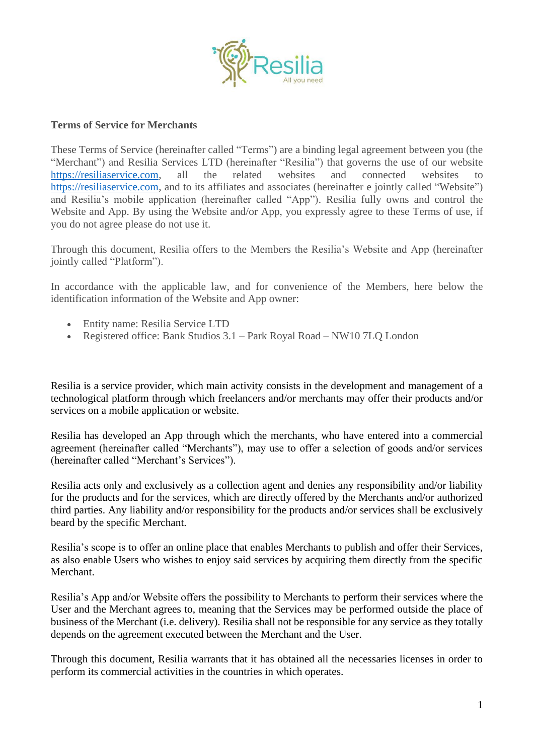**Terms of Service for Merchants**

These Terms of Service (hereinafter called "Terms") are a binding legal agreement between you (the "Merchant") and Resilia Services LTD (hereinafter "Resilia") that governs the use of our website https://resiliaservice.com, all the related websites and connected websites to https://resiliaservice.com, and to its affiliates and associates (hereinafter e jointly called "Website") and Resilia's mobile application (hereinafter called "App"). Resilia fully owns and control the Website and App. By using the Website and/or App, you expressly agree to these Terms of use, if you do not agree please do not use it.

Through this document, Resilia offers to the Members the Resilia's Website and App (hereinafter jointly called "Platform").

In accordance with the applicable law, and for convenience of the Members, here below the identification information of the Website and App owner:

- Entity name: Resilia Service LTD
- Registered office: Bank Studios 3.1 – Park Royal Road – NW10 7LQ London

Resilia is a service provider, which main activity consists in the development and management of a technological platform through which freelancers and/or merchants may offer their products and/or services on a mobile application or website.

Resilia has developed an App through which the merchants, who have entered into a commercial agreement (hereinafter called "Merchants"), may use to offer a selection of goods and/or services (hereinafter called "Merchant's Services").

Resilia acts only and exclusively as a collection agent and denies any responsibility and/or liability for the products and for the services, which are directly offered by the Merchants and/or authorized third parties. Any liability and/or responsibility for the products and/or services shall be exclusively beard by the specific Merchant.

Resilia's scope is to offer an online place that enables Merchants to publish and offer their Services, as also enable Users who wishes to enjoy said services by acquiring them directly from the specific Merchant.

Resilia's App and/or Website offers the possibility to Merchants to perform their services where the User and the Merchant agrees to, meaning that the Services may be performed outside the place of business of the Merchant (i.e. delivery). Resilia shall not be responsible for any service as they totally depends on the agreement executed between the Merchant and the User.

Through this document, Resilia warrants that it has obtained all the necessaries licenses in order to perform its commercial activities in the countries in which operates.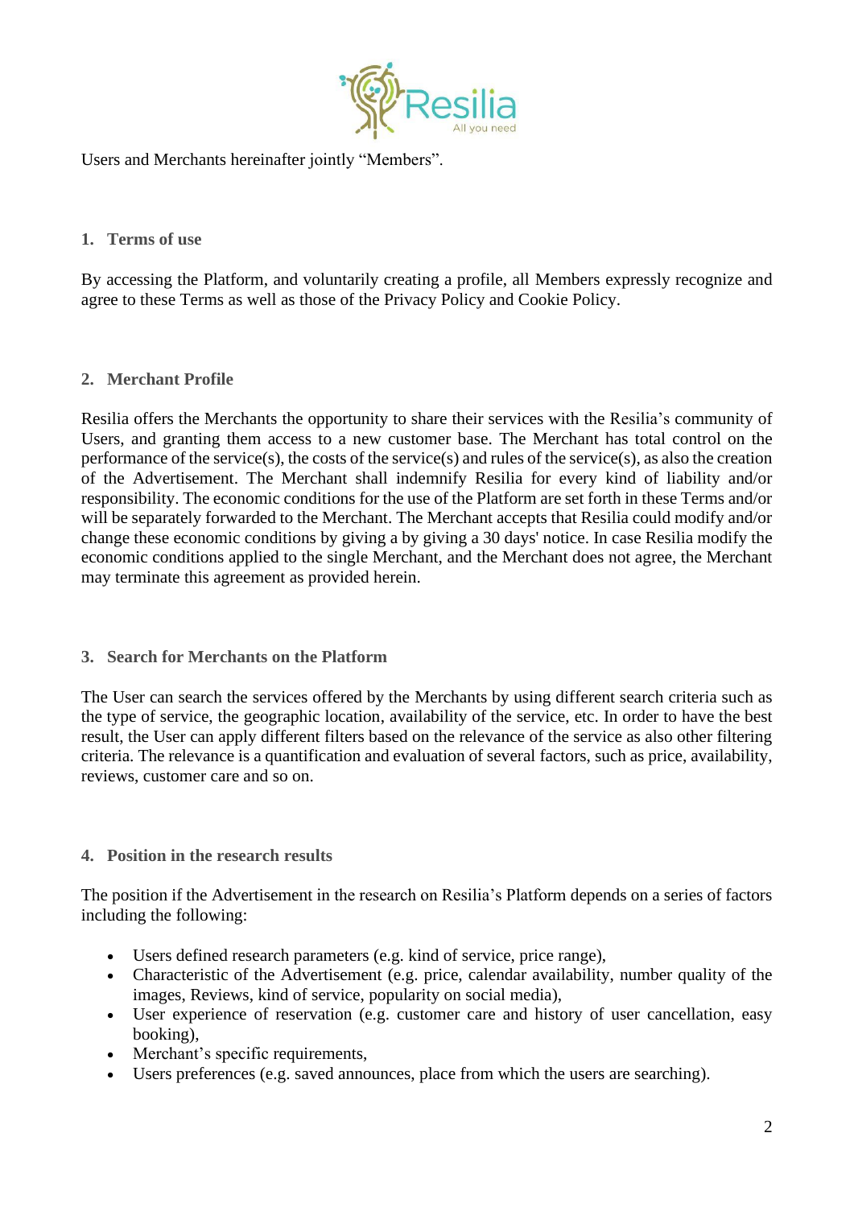Users and Merchants hereinafter jointly “Members”.

## 1. Terms of use

By accessing the Platform, and voluntarily creating a profile, all Members expressly recognize and agree to these Terms as well as those of the Privacy Policy and Cookie Policy.

## 2. Merchant Profile

Resilia offers the Merchants the opportunity to share their services with the Resilia’s community of Users, and granting them access to a new customer base. The Merchant has total control on the performance of the service(s), the costs of the service(s) and rules of the service(s), as also the creation of the Advertisement. The Merchant shall indemnify Resilia for every kind of liability and/or responsibility. The economic conditions for the use of the Platform are set forth in these Terms and/or will be separately forwarded to the Merchant. The Merchant accepts that Resilia could modify and/or change these economic conditions by giving a by giving a 30 days' notice. In case Resilia modify the economic conditions applied to the single Merchant, and the Merchant does not agree, the Merchant may terminate this agreement as provided herein.

## 3. Search for Merchants on the Platform

The User can search the services offered by the Merchants by using different search criteria such as the type of service, the geographic location, availability of the service, etc. In order to have the best result, the User can apply different filters based on the relevance of the service as also other filtering criteria. The relevance is a quantification and evaluation of several factors, such as price, availability, reviews, customer care and so on.

## 4. Position in the research results

The position if the Advertisement in the research on Resilia’s Platform depends on a series of factors including the following:

- Users defined research parameters (e.g. kind of service, price range),
- Characteristic of the Advertisement (e.g. price, calendar availability, number quality of the images, Reviews, kind of service, popularity on social media),
- User experience of reservation (e.g. customer care and history of user cancellation, easy booking),
- Merchant’s specific requirements,
- Users preferences (e.g. saved announces, place from which the users are searching).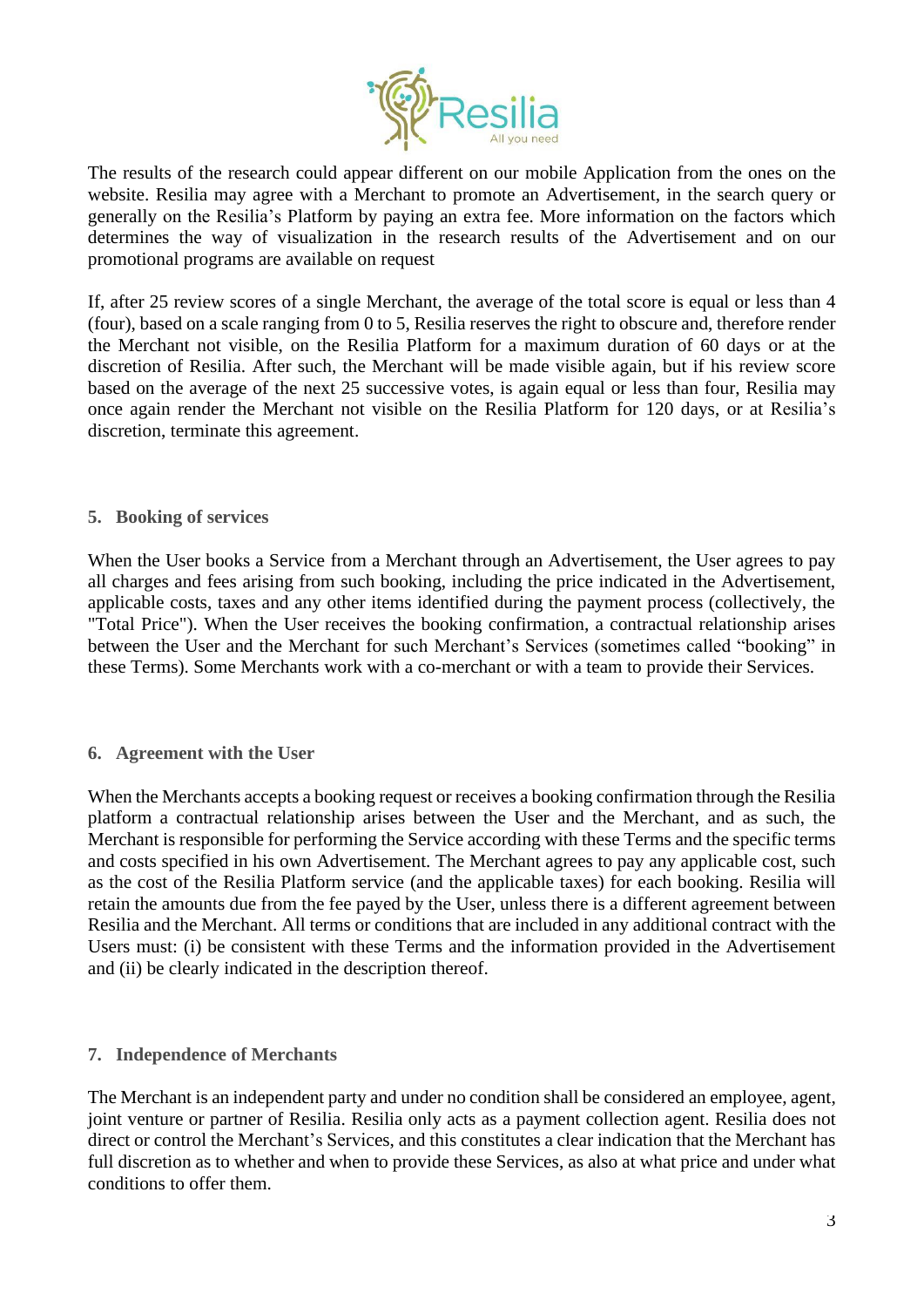The results of the research could appear different on our mobile Application from the ones on the website. Resilia may agree with a Merchant to promote an Advertisement, in the search query or generally on the Resilia's Platform by paying an extra fee. More information on the factors which determines the way of visualization in the research results of the Advertisement and on our promotional programs are available on request

If, after 25 review scores of a single Merchant, the average of the total score is equal or less than 4 (four), based on a scale ranging from 0 to 5, Resilia reserves the right to obscure and, therefore render the Merchant not visible, on the Resilia Platform for a maximum duration of 60 days or at the discretion of Resilia. After such, the Merchant will be made visible again, but if his review score based on the average of the next 25 successive votes, is again equal or less than four, Resilia may once again render the Merchant not visible on the Resilia Platform for 120 days, or at Resilia's discretion, terminate this agreement.

## 5. Booking of services

When the User books a Service from a Merchant through an Advertisement, the User agrees to pay all charges and fees arising from such booking, including the price indicated in the Advertisement, applicable costs, taxes and any other items identified during the payment process (collectively, the "Total Price"). When the User receives the booking confirmation, a contractual relationship arises between the User and the Merchant for such Merchant's Services (sometimes called "booking" in these Terms). Some Merchants work with a co-merchant or with a team to provide their Services.

## 6. Agreement with the User

When the Merchants accepts a booking request or receives a booking confirmation through the Resilia platform a contractual relationship arises between the User and the Merchant, and as such, the Merchant is responsible for performing the Service according with these Terms and the specific terms and costs specified in his own Advertisement. The Merchant agrees to pay any applicable cost, such as the cost of the Resilia Platform service (and the applicable taxes) for each booking. Resilia will retain the amounts due from the fee payed by the User, unless there is a different agreement between Resilia and the Merchant. All terms or conditions that are included in any additional contract with the Users must: (i) be consistent with these Terms and the information provided in the Advertisement and (ii) be clearly indicated in the description thereof.

## 7. Independence of Merchants

The Merchant is an independent party and under no condition shall be considered an employee, agent, joint venture or partner of Resilia. Resilia only acts as a payment collection agent. Resilia does not direct or control the Merchant's Services, and this constitutes a clear indication that the Merchant has full discretion as to whether and when to provide these Services, as also at what price and under what conditions to offer them.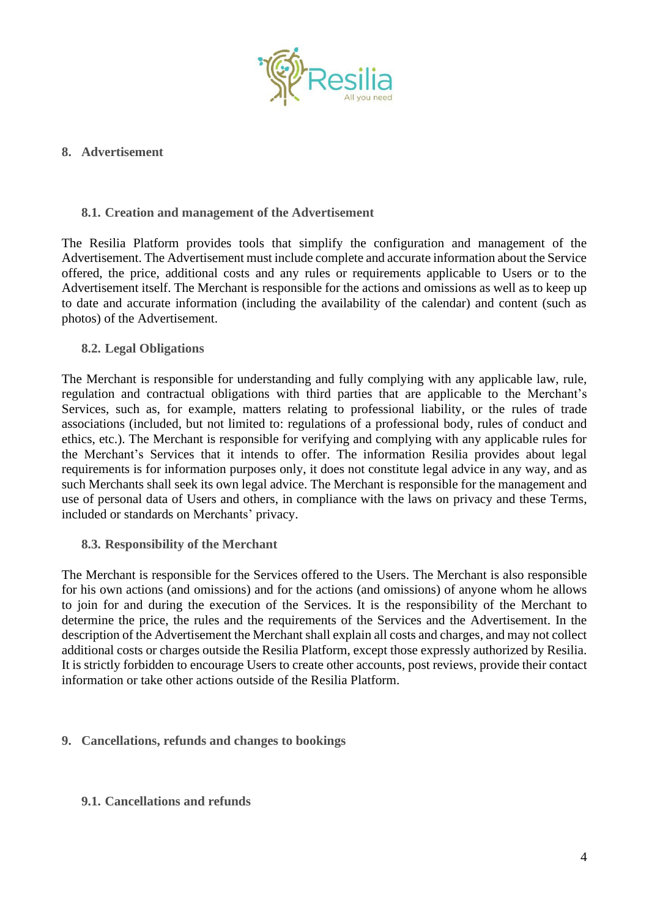## 8. Advertisement

### 8.1. Creation and management of the Advertisement

The Resilia Platform provides tools that simplify the configuration and management of the Advertisement. The Advertisement must include complete and accurate information about the Service offered, the price, additional costs and any rules or requirements applicable to Users or to the Advertisement itself. The Merchant is responsible for the actions and omissions as well as to keep up to date and accurate information (including the availability of the calendar) and content (such as photos) of the Advertisement.

### 8.2. Legal Obligations

The Merchant is responsible for understanding and fully complying with any applicable law, rule, regulation and contractual obligations with third parties that are applicable to the Merchant's Services, such as, for example, matters relating to professional liability, or the rules of trade associations (included, but not limited to: regulations of a professional body, rules of conduct and ethics, etc.). The Merchant is responsible for verifying and complying with any applicable rules for the Merchant's Services that it intends to offer. The information Resilia provides about legal requirements is for information purposes only, it does not constitute legal advice in any way, and as such Merchants shall seek its own legal advice. The Merchant is responsible for the management and use of personal data of Users and others, in compliance with the laws on privacy and these Terms, included or standards on Merchants' privacy.

### 8.3. Responsibility of the Merchant

The Merchant is responsible for the Services offered to the Users. The Merchant is also responsible for his own actions (and omissions) and for the actions (and omissions) of anyone whom he allows to join for and during the execution of the Services. It is the responsibility of the Merchant to determine the price, the rules and the requirements of the Services and the Advertisement. In the description of the Advertisement the Merchant shall explain all costs and charges, and may not collect additional costs or charges outside the Resilia Platform, except those expressly authorized by Resilia. It is strictly forbidden to encourage Users to create other accounts, post reviews, provide their contact information or take other actions outside of the Resilia Platform.

## 9. Cancellations, refunds and changes to bookings

### 9.1. Cancellations and refunds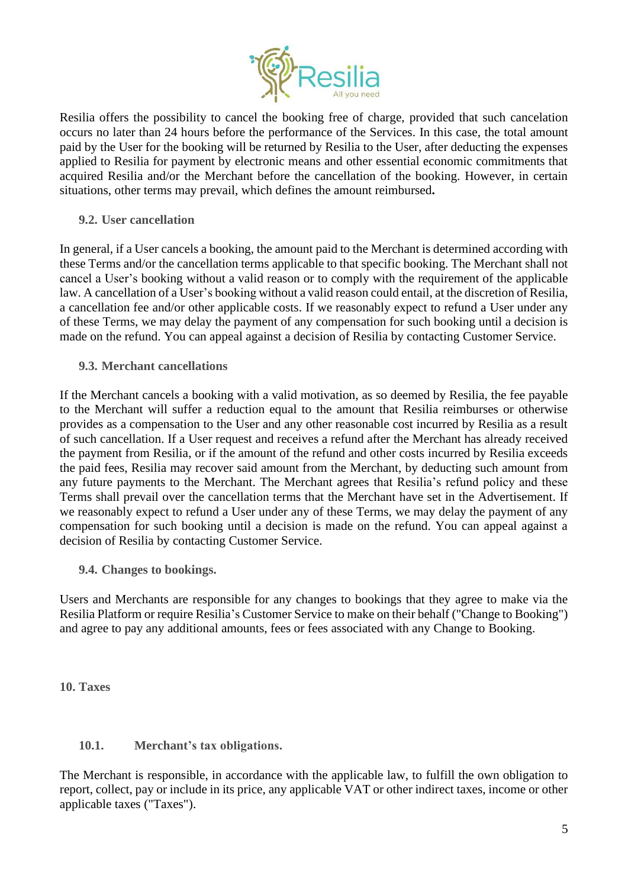Resilia offers the possibility to cancel the booking free of charge, provided that such cancelation occurs no later than 24 hours before the performance of the Services. In this case, the total amount paid by the User for the booking will be returned by Resilia to the User, after deducting the expenses applied to Resilia for payment by electronic means and other essential economic commitments that acquired Resilia and/or the Merchant before the cancellation of the booking. However, in certain situations, other terms may prevail, which defines the amount reimbursed**.**

### 9.2. User cancellation

In general, if a User cancels a booking, the amount paid to the Merchant is determined according with these Terms and/or the cancellation terms applicable to that specific booking. The Merchant shall not cancel a User's booking without a valid reason or to comply with the requirement of the applicable law. A cancellation of a User's booking without a valid reason could entail, at the discretion of Resilia, a cancellation fee and/or other applicable costs. If we reasonably expect to refund a User under any of these Terms, we may delay the payment of any compensation for such booking until a decision is made on the refund. You can appeal against a decision of Resilia by contacting Customer Service.

### 9.3. Merchant cancellations

If the Merchant cancels a booking with a valid motivation, as so deemed by Resilia, the fee payable to the Merchant will suffer a reduction equal to the amount that Resilia reimburses or otherwise provides as a compensation to the User and any other reasonable cost incurred by Resilia as a result of such cancellation. If a User request and receives a refund after the Merchant has already received the payment from Resilia, or if the amount of the refund and other costs incurred by Resilia exceeds the paid fees, Resilia may recover said amount from the Merchant, by deducting such amount from any future payments to the Merchant. The Merchant agrees that Resilia's refund policy and these Terms shall prevail over the cancellation terms that the Merchant have set in the Advertisement. If we reasonably expect to refund a User under any of these Terms, we may delay the payment of any compensation for such booking until a decision is made on the refund. You can appeal against a decision of Resilia by contacting Customer Service.

### 9.4. Changes to bookings.

Users and Merchants are responsible for any changes to bookings that they agree to make via the Resilia Platform or require Resilia's Customer Service to make on their behalf ("Change to Booking") and agree to pay any additional amounts, fees or fees associated with any Change to Booking.

## 10. Taxes

### 10.1. Merchant's tax obligations.

The Merchant is responsible, in accordance with the applicable law, to fulfill the own obligation to report, collect, pay or include in its price, any applicable VAT or other indirect taxes, income or other applicable taxes ("Taxes").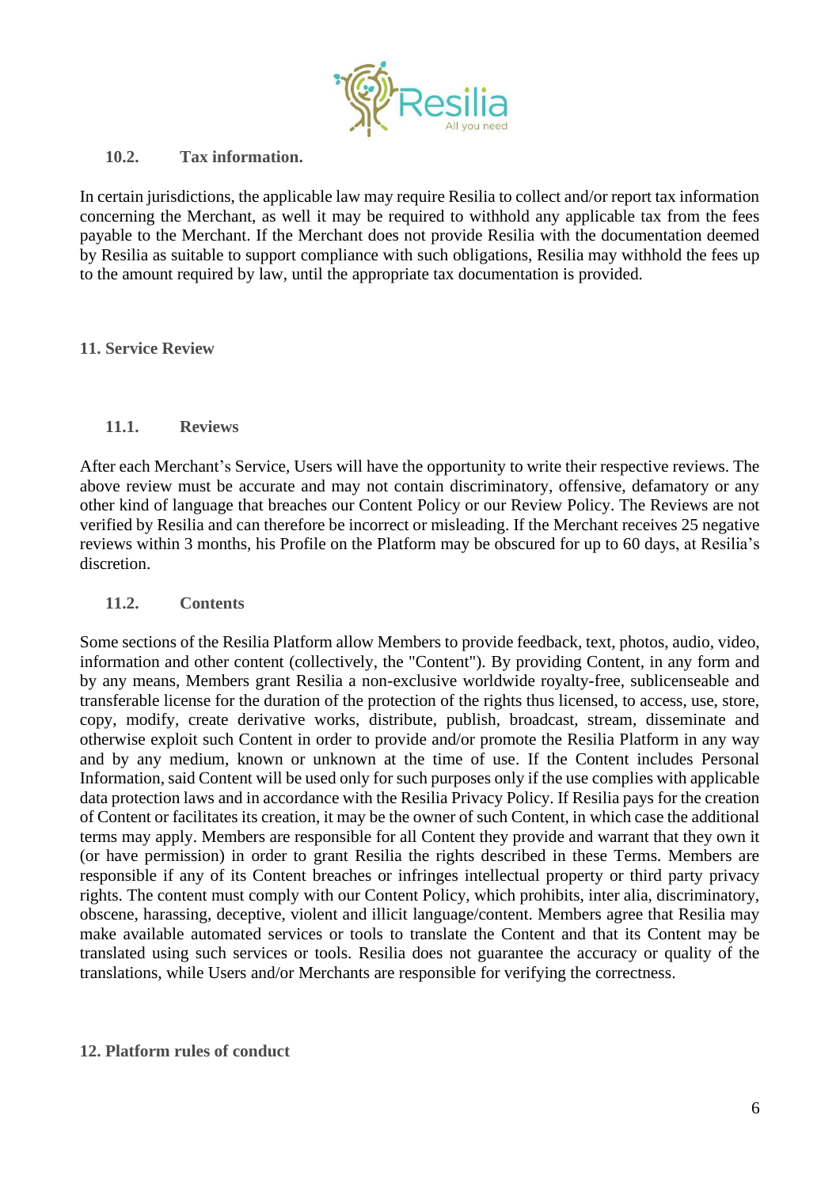### 10.2. Tax information.

In certain jurisdictions, the applicable law may require Resilia to collect and/or report tax information concerning the Merchant, as well it may be required to withhold any applicable tax from the fees payable to the Merchant. If the Merchant does not provide Resilia with the documentation deemed by Resilia as suitable to support compliance with such obligations, Resilia may withhold the fees up to the amount required by law, until the appropriate tax documentation is provided.

## 11. Service Review

### 11.1. Reviews

After each Merchant's Service, Users will have the opportunity to write their respective reviews. The above review must be accurate and may not contain discriminatory, offensive, defamatory or any other kind of language that breaches our Content Policy or our Review Policy. The Reviews are not verified by Resilia and can therefore be incorrect or misleading. If the Merchant receives 25 negative reviews within 3 months, his Profile on the Platform may be obscured for up to 60 days, at Resilia's discretion.

### 11.2. Contents

Some sections of the Resilia Platform allow Members to provide feedback, text, photos, audio, video, information and other content (collectively, the "Content"). By providing Content, in any form and by any means, Members grant Resilia a non-exclusive worldwide royalty-free, sublicenseable and transferable license for the duration of the protection of the rights thus licensed, to access, use, store, copy, modify, create derivative works, distribute, publish, broadcast, stream, disseminate and otherwise exploit such Content in order to provide and/or promote the Resilia Platform in any way and by any medium, known or unknown at the time of use. If the Content includes Personal Information, said Content will be used only for such purposes only if the use complies with applicable data protection laws and in accordance with the Resilia Privacy Policy. If Resilia pays for the creation of Content or facilitates its creation, it may be the owner of such Content, in which case the additional terms may apply. Members are responsible for all Content they provide and warrant that they own it (or have permission) in order to grant Resilia the rights described in these Terms. Members are responsible if any of its Content breaches or infringes intellectual property or third party privacy rights. The content must comply with our Content Policy, which prohibits, inter alia, discriminatory, obscene, harassing, deceptive, violent and illicit language/content. Members agree that Resilia may make available automated services or tools to translate the Content and that its Content may be translated using such services or tools. Resilia does not guarantee the accuracy or quality of the translations, while Users and/or Merchants are responsible for verifying the correctness.

## 12. Platform rules of conduct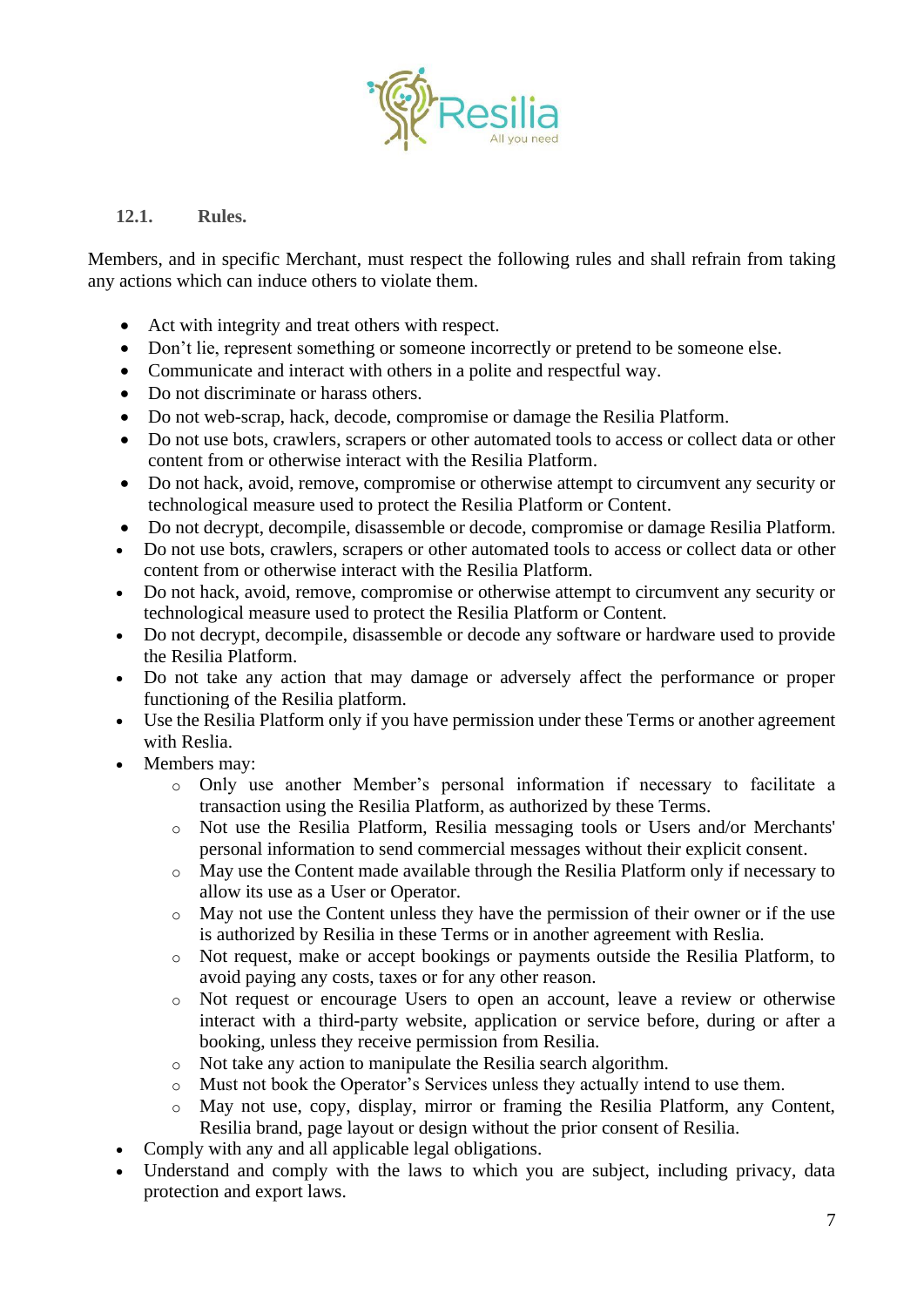### 12.1. Rules.

Members, and in specific Merchant, must respect the following rules and shall refrain from taking any actions which can induce others to violate them.

- Act with integrity and treat others with respect.
- Don't lie, represent something or someone incorrectly or pretend to be someone else.
- Communicate and interact with others in a polite and respectful way.
- Do not discriminate or harass others.
- Do not web-scrap, hack, decode, compromise or damage the Resilia Platform.
- Do not use bots, crawlers, scrapers or other automated tools to access or collect data or other content from or otherwise interact with the Resilia Platform.
- Do not hack, avoid, remove, compromise or otherwise attempt to circumvent any security or technological measure used to protect the Resilia Platform or Content.
- Do not decrypt, decompile, disassemble or decode, compromise or damage Resilia Platform.
- Do not use bots, crawlers, scrapers or other automated tools to access or collect data or other content from or otherwise interact with the Resilia Platform.
- Do not hack, avoid, remove, compromise or otherwise attempt to circumvent any security or technological measure used to protect the Resilia Platform or Content.
- Do not decrypt, decompile, disassemble or decode any software or hardware used to provide the Resilia Platform.
- Do not take any action that may damage or adversely affect the performance or proper functioning of the Resilia platform.
- Use the Resilia Platform only if you have permission under these Terms or another agreement with Reslia.
- Members may:
  - Only use another Member's personal information if necessary to facilitate a transaction using the Resilia Platform, as authorized by these Terms.
  - Not use the Resilia Platform, Resilia messaging tools or Users and/or Merchants' personal information to send commercial messages without their explicit consent.
  - May use the Content made available through the Resilia Platform only if necessary to allow its use as a User or Operator.
  - May not use the Content unless they have the permission of their owner or if the use is authorized by Resilia in these Terms or in another agreement with Reslia.
  - Not request, make or accept bookings or payments outside the Resilia Platform, to avoid paying any costs, taxes or for any other reason.
  - Not request or encourage Users to open an account, leave a review or otherwise interact with a third-party website, application or service before, during or after a booking, unless they receive permission from Resilia.
  - Not take any action to manipulate the Resilia search algorithm.
  - Must not book the Operator's Services unless they actually intend to use them.
  - May not use, copy, display, mirror or framing the Resilia Platform, any Content, Resilia brand, page layout or design without the prior consent of Resilia.
- Comply with any and all applicable legal obligations.
- Understand and comply with the laws to which you are subject, including privacy, data protection and export laws.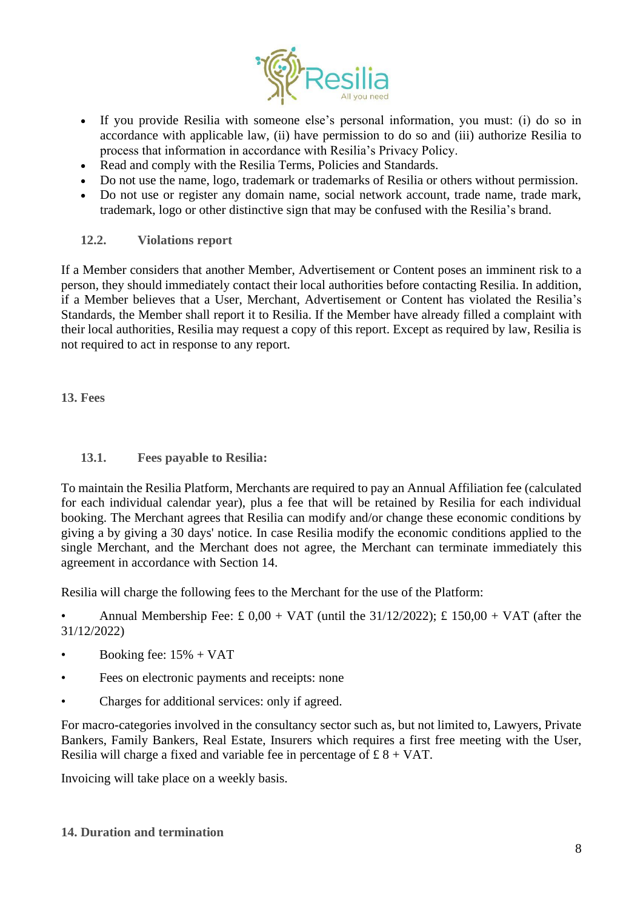- If you provide Resilia with someone else's personal information, you must: (i) do so in accordance with applicable law, (ii) have permission to do so and (iii) authorize Resilia to process that information in accordance with Resilia's Privacy Policy.
- Read and comply with the Resilia Terms, Policies and Standards.
- Do not use the name, logo, trademark or trademarks of Resilia or others without permission.
- Do not use or register any domain name, social network account, trade name, trade mark, trademark, logo or other distinctive sign that may be confused with the Resilia's brand.

### 12.2. Violations report

If a Member considers that another Member, Advertisement or Content poses an imminent risk to a person, they should immediately contact their local authorities before contacting Resilia. In addition, if a Member believes that a User, Merchant, Advertisement or Content has violated the Resilia's Standards, the Member shall report it to Resilia. If the Member have already filled a complaint with their local authorities, Resilia may request a copy of this report. Except as required by law, Resilia is not required to act in response to any report.

## 13. Fees

### 13.1. Fees payable to Resilia:

To maintain the Resilia Platform, Merchants are required to pay an Annual Affiliation fee (calculated for each individual calendar year), plus a fee that will be retained by Resilia for each individual booking. The Merchant agrees that Resilia can modify and/or change these economic conditions by giving a by giving a 30 days' notice. In case Resilia modify the economic conditions applied to the single Merchant, and the Merchant does not agree, the Merchant can terminate immediately this agreement in accordance with Section 14.

Resilia will charge the following fees to the Merchant for the use of the Platform:

- Annual Membership Fee: £ 0,00 + VAT (until the 31/12/2022); £ 150,00 + VAT (after the 31/12/2022)
- Booking fee: 15% + VAT
- Fees on electronic payments and receipts: none
- Charges for additional services: only if agreed.

For macro-categories involved in the consultancy sector such as, but not limited to, Lawyers, Private Bankers, Family Bankers, Real Estate, Insurers which requires a first free meeting with the User, Resilia will charge a fixed and variable fee in percentage of £ 8 + VAT.

Invoicing will take place on a weekly basis.

## 14. Duration and termination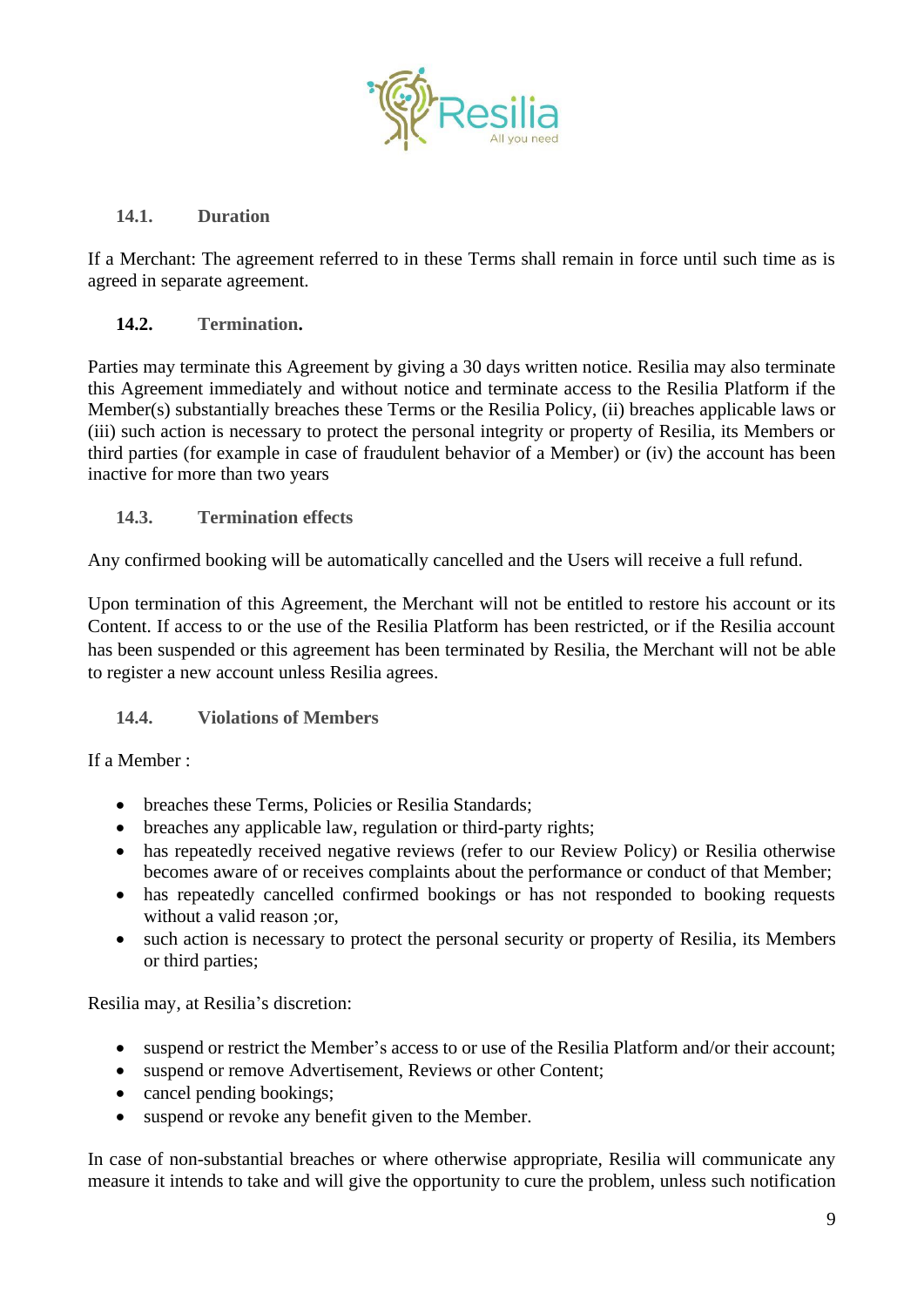### 14.1. Duration

If a Merchant: The agreement referred to in these Terms shall remain in force until such time as is agreed in separate agreement.

### 14.2. Termination.

Parties may terminate this Agreement by giving a 30 days written notice. Resilia may also terminate this Agreement immediately and without notice and terminate access to the Resilia Platform if the Member(s) substantially breaches these Terms or the Resilia Policy, (ii) breaches applicable laws or (iii) such action is necessary to protect the personal integrity or property of Resilia, its Members or third parties (for example in case of fraudulent behavior of a Member) or (iv) the account has been inactive for more than two years

### 14.3. Termination effects

Any confirmed booking will be automatically cancelled and the Users will receive a full refund.

Upon termination of this Agreement, the Merchant will not be entitled to restore his account or its Content. If access to or the use of the Resilia Platform has been restricted, or if the Resilia account has been suspended or this agreement has been terminated by Resilia, the Merchant will not be able to register a new account unless Resilia agrees.

### 14.4. Violations of Members

If a Member :

- breaches these Terms, Policies or Resilia Standards;
- breaches any applicable law, regulation or third-party rights;
- has repeatedly received negative reviews (refer to our Review Policy) or Resilia otherwise becomes aware of or receives complaints about the performance or conduct of that Member;
- has repeatedly cancelled confirmed bookings or has not responded to booking requests without a valid reason ;or,
- such action is necessary to protect the personal security or property of Resilia, its Members or third parties;

Resilia may, at Resilia's discretion:

- suspend or restrict the Member's access to or use of the Resilia Platform and/or their account;
- suspend or remove Advertisement, Reviews or other Content;
- cancel pending bookings;
- suspend or revoke any benefit given to the Member.

In case of non-substantial breaches or where otherwise appropriate, Resilia will communicate any measure it intends to take and will give the opportunity to cure the problem, unless such notification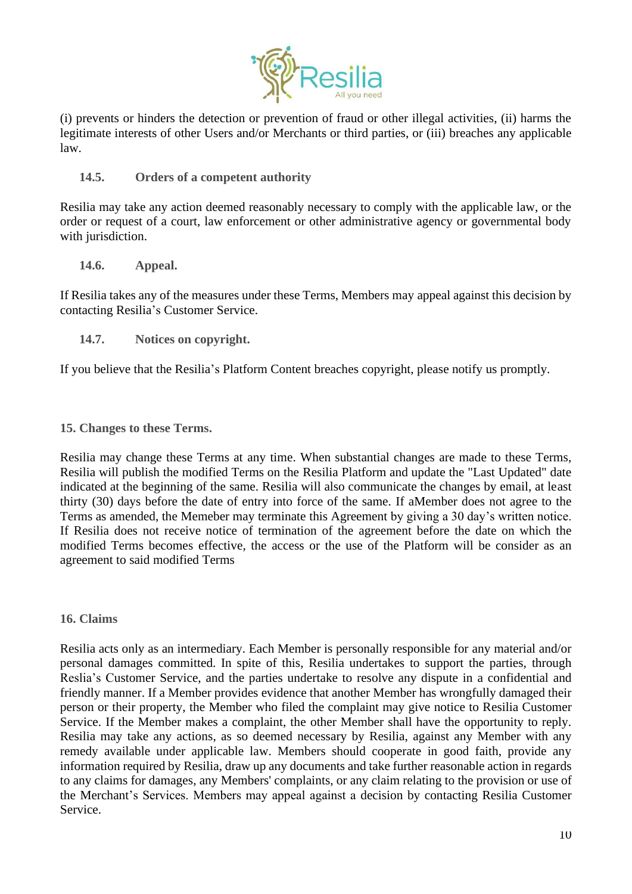(i) prevents or hinders the detection or prevention of fraud or other illegal activities, (ii) harms the legitimate interests of other Users and/or Merchants or third parties, or (iii) breaches any applicable law.

### 14.5. Orders of a competent authority

Resilia may take any action deemed reasonably necessary to comply with the applicable law, or the order or request of a court, law enforcement or other administrative agency or governmental body with jurisdiction.

### 14.6. Appeal.

If Resilia takes any of the measures under these Terms, Members may appeal against this decision by contacting Resilia's Customer Service.

### 14.7. Notices on copyright.

If you believe that the Resilia's Platform Content breaches copyright, please notify us promptly.

## 15. Changes to these Terms.

Resilia may change these Terms at any time. When substantial changes are made to these Terms, Resilia will publish the modified Terms on the Resilia Platform and update the "Last Updated" date indicated at the beginning of the same. Resilia will also communicate the changes by email, at least thirty (30) days before the date of entry into force of the same. If aMember does not agree to the Terms as amended, the Memeber may terminate this Agreement by giving a 30 day's written notice. If Resilia does not receive notice of termination of the agreement before the date on which the modified Terms becomes effective, the access or the use of the Platform will be consider as an agreement to said modified Terms

## 16. Claims

Resilia acts only as an intermediary. Each Member is personally responsible for any material and/or personal damages committed. In spite of this, Resilia undertakes to support the parties, through Reslia's Customer Service, and the parties undertake to resolve any dispute in a confidential and friendly manner. If a Member provides evidence that another Member has wrongfully damaged their person or their property, the Member who filed the complaint may give notice to Resilia Customer Service. If the Member makes a complaint, the other Member shall have the opportunity to reply. Resilia may take any actions, as so deemed necessary by Resilia, against any Member with any remedy available under applicable law. Members should cooperate in good faith, provide any information required by Resilia, draw up any documents and take further reasonable action in regards to any claims for damages, any Members' complaints, or any claim relating to the provision or use of the Merchant's Services. Members may appeal against a decision by contacting Resilia Customer Service.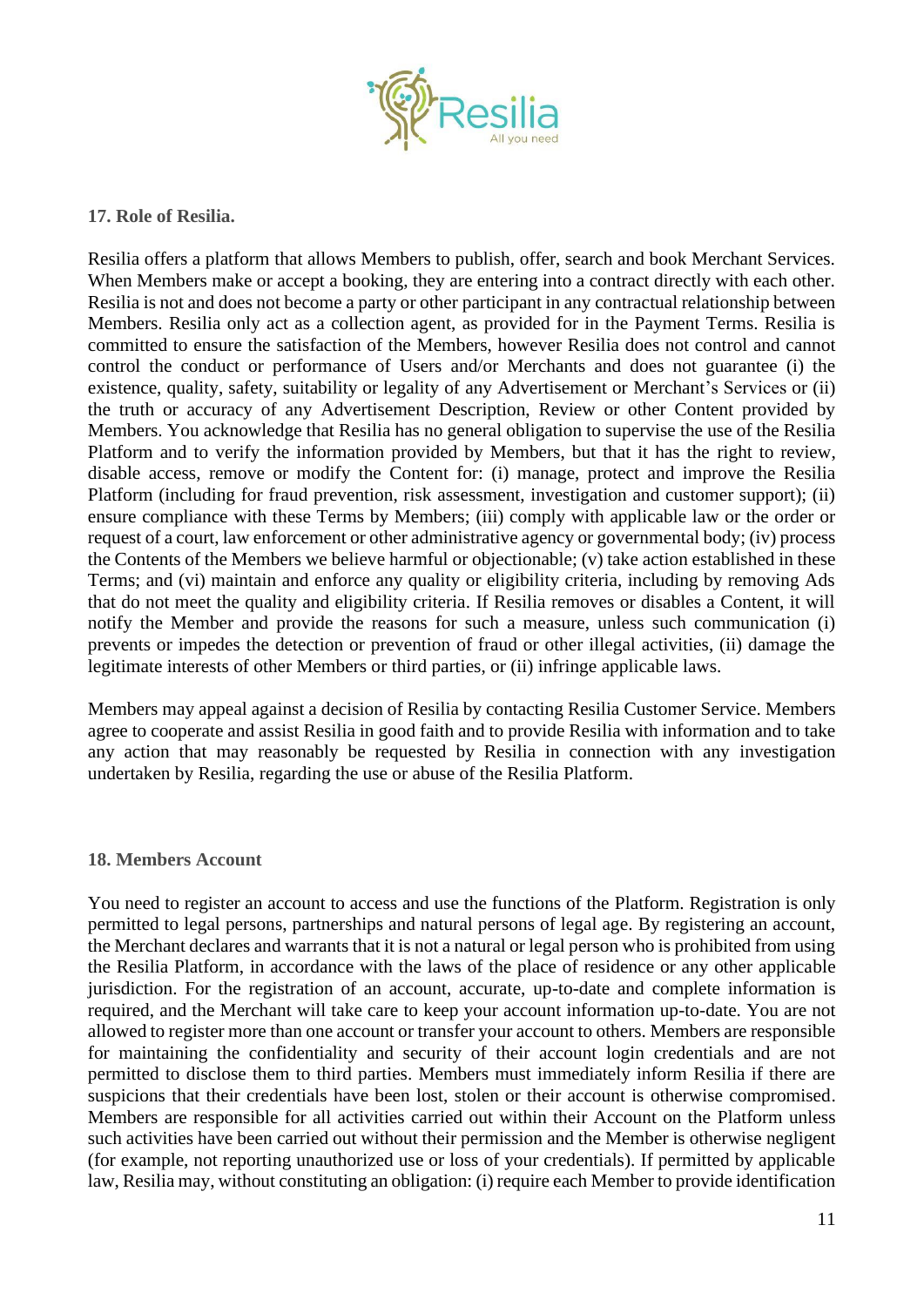### 17. Role of Resilia.

Resilia offers a platform that allows Members to publish, offer, search and book Merchant Services. When Members make or accept a booking, they are entering into a contract directly with each other. Resilia is not and does not become a party or other participant in any contractual relationship between Members. Resilia only act as a collection agent, as provided for in the Payment Terms. Resilia is committed to ensure the satisfaction of the Members, however Resilia does not control and cannot control the conduct or performance of Users and/or Merchants and does not guarantee (i) the existence, quality, safety, suitability or legality of any Advertisement or Merchant's Services or (ii) the truth or accuracy of any Advertisement Description, Review or other Content provided by Members. You acknowledge that Resilia has no general obligation to supervise the use of the Resilia Platform and to verify the information provided by Members, but that it has the right to review, disable access, remove or modify the Content for: (i) manage, protect and improve the Resilia Platform (including for fraud prevention, risk assessment, investigation and customer support); (ii) ensure compliance with these Terms by Members; (iii) comply with applicable law or the order or request of a court, law enforcement or other administrative agency or governmental body; (iv) process the Contents of the Members we believe harmful or objectionable; (v) take action established in these Terms; and (vi) maintain and enforce any quality or eligibility criteria, including by removing Ads that do not meet the quality and eligibility criteria. If Resilia removes or disables a Content, it will notify the Member and provide the reasons for such a measure, unless such communication (i) prevents or impedes the detection or prevention of fraud or other illegal activities, (ii) damage the legitimate interests of other Members or third parties, or (ii) infringe applicable laws.

Members may appeal against a decision of Resilia by contacting Resilia Customer Service. Members agree to cooperate and assist Resilia in good faith and to provide Resilia with information and to take any action that may reasonably be requested by Resilia in connection with any investigation undertaken by Resilia, regarding the use or abuse of the Resilia Platform.

### 18. Members Account

You need to register an account to access and use the functions of the Platform. Registration is only permitted to legal persons, partnerships and natural persons of legal age. By registering an account, the Merchant declares and warrants that it is not a natural or legal person who is prohibited from using the Resilia Platform, in accordance with the laws of the place of residence or any other applicable jurisdiction. For the registration of an account, accurate, up-to-date and complete information is required, and the Merchant will take care to keep your account information up-to-date. You are not allowed to register more than one account or transfer your account to others. Members are responsible for maintaining the confidentiality and security of their account login credentials and are not permitted to disclose them to third parties. Members must immediately inform Resilia if there are suspicions that their credentials have been lost, stolen or their account is otherwise compromised. Members are responsible for all activities carried out within their Account on the Platform unless such activities have been carried out without their permission and the Member is otherwise negligent (for example, not reporting unauthorized use or loss of your credentials). If permitted by applicable law, Resilia may, without constituting an obligation: (i) require each Member to provide identification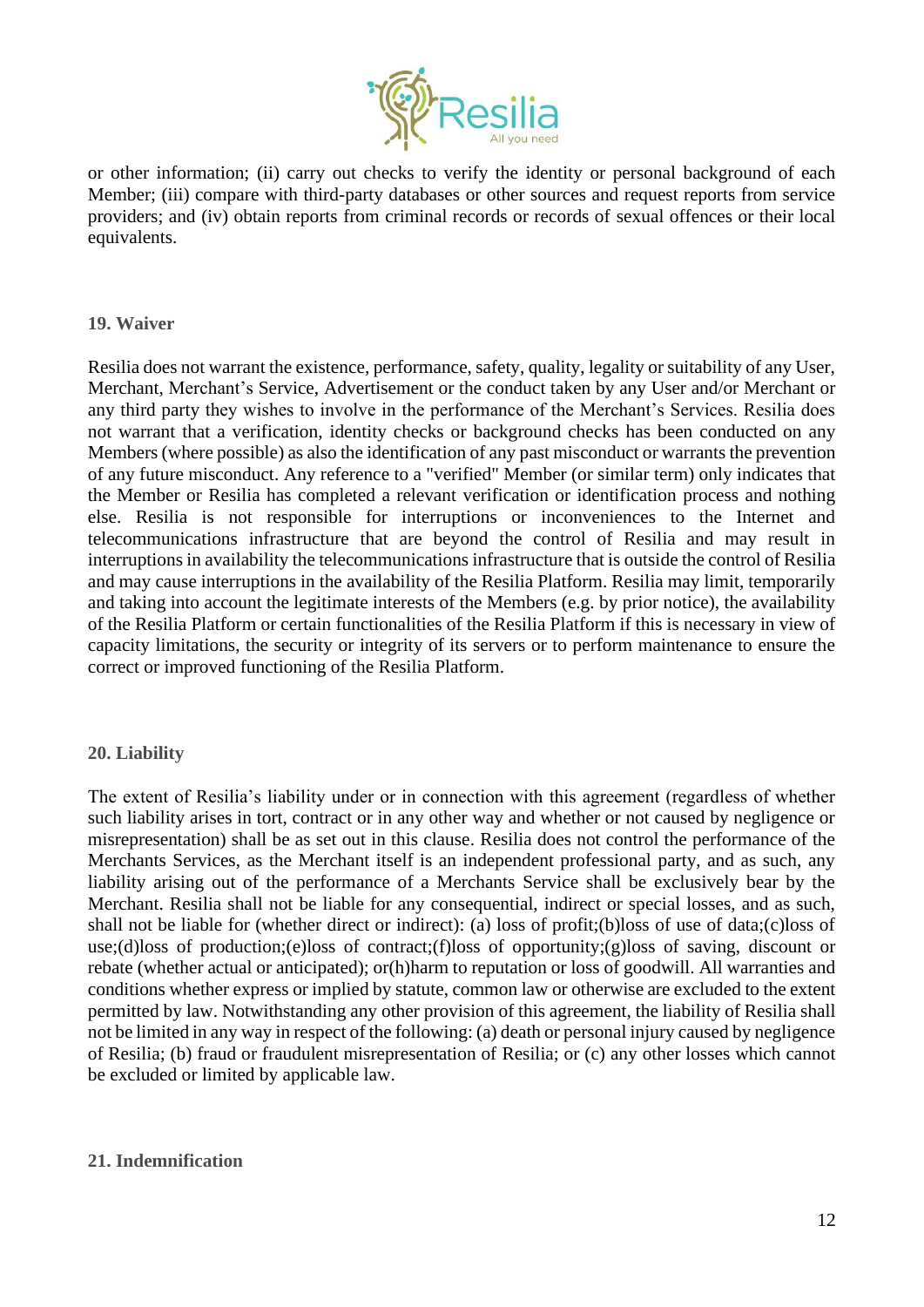or other information; (ii) carry out checks to verify the identity or personal background of each Member; (iii) compare with third-party databases or other sources and request reports from service providers; and (iv) obtain reports from criminal records or records of sexual offences or their local equivalents.

## 19. Waiver

Resilia does not warrant the existence, performance, safety, quality, legality or suitability of any User, Merchant, Merchant's Service, Advertisement or the conduct taken by any User and/or Merchant or any third party they wishes to involve in the performance of the Merchant's Services. Resilia does not warrant that a verification, identity checks or background checks has been conducted on any Members (where possible) as also the identification of any past misconduct or warrants the prevention of any future misconduct. Any reference to a "verified" Member (or similar term) only indicates that the Member or Resilia has completed a relevant verification or identification process and nothing else. Resilia is not responsible for interruptions or inconveniences to the Internet and telecommunications infrastructure that are beyond the control of Resilia and may result in interruptions in availability the telecommunications infrastructure that is outside the control of Resilia and may cause interruptions in the availability of the Resilia Platform. Resilia may limit, temporarily and taking into account the legitimate interests of the Members (e.g. by prior notice), the availability of the Resilia Platform or certain functionalities of the Resilia Platform if this is necessary in view of capacity limitations, the security or integrity of its servers or to perform maintenance to ensure the correct or improved functioning of the Resilia Platform.

## 20. Liability

The extent of Resilia's liability under or in connection with this agreement (regardless of whether such liability arises in tort, contract or in any other way and whether or not caused by negligence or misrepresentation) shall be as set out in this clause. Resilia does not control the performance of the Merchants Services, as the Merchant itself is an independent professional party, and as such, any liability arising out of the performance of a Merchants Service shall be exclusively bear by the Merchant. Resilia shall not be liable for any consequential, indirect or special losses, and as such, shall not be liable for (whether direct or indirect): (a) loss of profit;(b)loss of use of data;(c)loss of use;(d)loss of production;(e)loss of contract;(f)loss of opportunity;(g)loss of saving, discount or rebate (whether actual or anticipated); or(h)harm to reputation or loss of goodwill. All warranties and conditions whether express or implied by statute, common law or otherwise are excluded to the extent permitted by law. Notwithstanding any other provision of this agreement, the liability of Resilia shall not be limited in any way in respect of the following: (a) death or personal injury caused by negligence of Resilia; (b) fraud or fraudulent misrepresentation of Resilia; or (c) any other losses which cannot be excluded or limited by applicable law.

## 21. Indemnification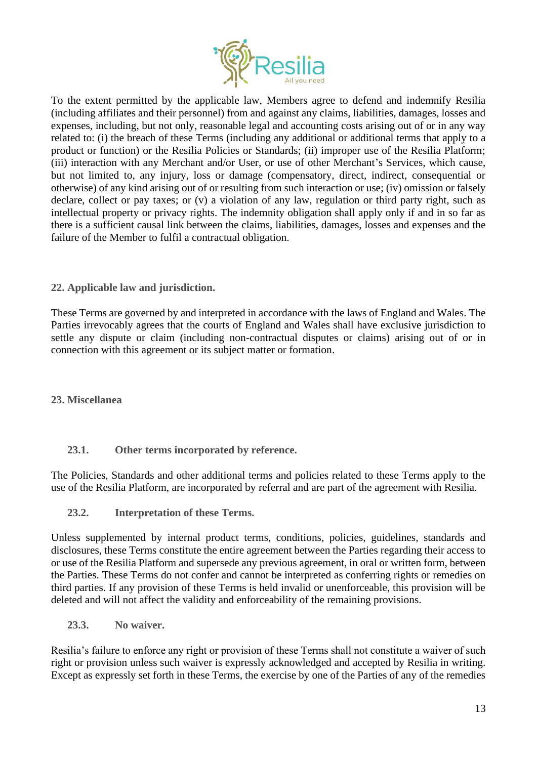To the extent permitted by the applicable law, Members agree to defend and indemnify Resilia (including affiliates and their personnel) from and against any claims, liabilities, damages, losses and expenses, including, but not only, reasonable legal and accounting costs arising out of or in any way related to: (i) the breach of these Terms (including any additional or additional terms that apply to a product or function) or the Resilia Policies or Standards; (ii) improper use of the Resilia Platform; (iii) interaction with any Merchant and/or User, or use of other Merchant's Services, which cause, but not limited to, any injury, loss or damage (compensatory, direct, indirect, consequential or otherwise) of any kind arising out of or resulting from such interaction or use; (iv) omission or falsely declare, collect or pay taxes; or (v) a violation of any law, regulation or third party right, such as intellectual property or privacy rights. The indemnity obligation shall apply only if and in so far as there is a sufficient causal link between the claims, liabilities, damages, losses and expenses and the failure of the Member to fulfil a contractual obligation.

## 22. Applicable law and jurisdiction.

These Terms are governed by and interpreted in accordance with the laws of England and Wales. The Parties irrevocably agrees that the courts of England and Wales shall have exclusive jurisdiction to settle any dispute or claim (including non-contractual disputes or claims) arising out of or in connection with this agreement or its subject matter or formation.

## 23. Miscellanea

### 23.1. Other terms incorporated by reference.

The Policies, Standards and other additional terms and policies related to these Terms apply to the use of the Resilia Platform, are incorporated by referral and are part of the agreement with Resilia.

### 23.2. Interpretation of these Terms.

Unless supplemented by internal product terms, conditions, policies, guidelines, standards and disclosures, these Terms constitute the entire agreement between the Parties regarding their access to or use of the Resilia Platform and supersede any previous agreement, in oral or written form, between the Parties. These Terms do not confer and cannot be interpreted as conferring rights or remedies on third parties. If any provision of these Terms is held invalid or unenforceable, this provision will be deleted and will not affect the validity and enforceability of the remaining provisions.

### 23.3. No waiver.

Resilia's failure to enforce any right or provision of these Terms shall not constitute a waiver of such right or provision unless such waiver is expressly acknowledged and accepted by Resilia in writing. Except as expressly set forth in these Terms, the exercise by one of the Parties of any of the remedies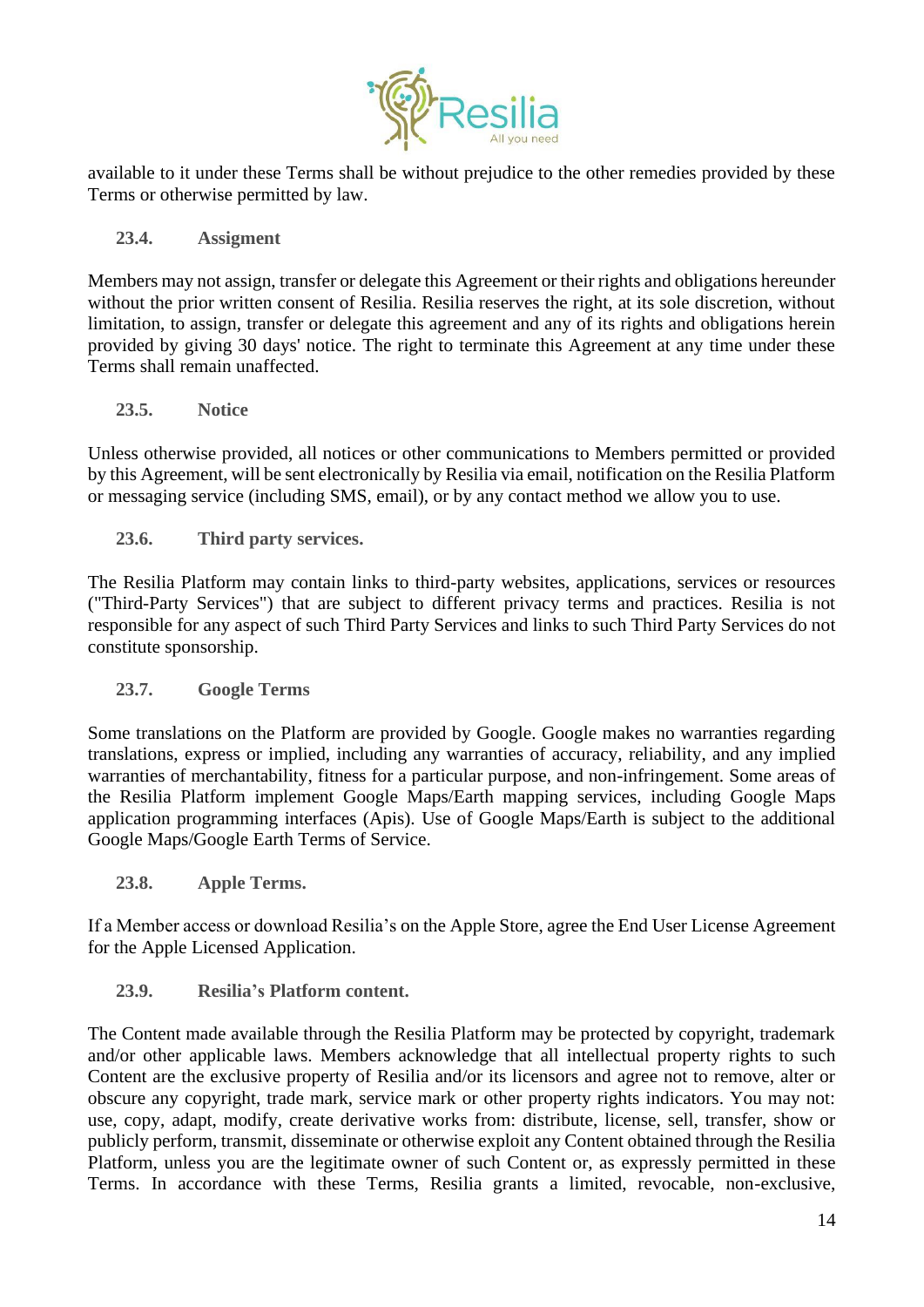available to it under these Terms shall be without prejudice to the other remedies provided by these Terms or otherwise permitted by law.

### 23.4. Assigment

Members may not assign, transfer or delegate this Agreement or their rights and obligations hereunder without the prior written consent of Resilia. Resilia reserves the right, at its sole discretion, without limitation, to assign, transfer or delegate this agreement and any of its rights and obligations herein provided by giving 30 days' notice. The right to terminate this Agreement at any time under these Terms shall remain unaffected.

### 23.5. Notice

Unless otherwise provided, all notices or other communications to Members permitted or provided by this Agreement, will be sent electronically by Resilia via email, notification on the Resilia Platform or messaging service (including SMS, email), or by any contact method we allow you to use.

### 23.6. Third party services.

The Resilia Platform may contain links to third-party websites, applications, services or resources ("Third-Party Services") that are subject to different privacy terms and practices. Resilia is not responsible for any aspect of such Third Party Services and links to such Third Party Services do not constitute sponsorship.

### 23.7. Google Terms

Some translations on the Platform are provided by Google. Google makes no warranties regarding translations, express or implied, including any warranties of accuracy, reliability, and any implied warranties of merchantability, fitness for a particular purpose, and non-infringement. Some areas of the Resilia Platform implement Google Maps/Earth mapping services, including Google Maps application programming interfaces (Apis). Use of Google Maps/Earth is subject to the additional Google Maps/Google Earth Terms of Service.

### 23.8. Apple Terms.

If a Member access or download Resilia's on the Apple Store, agree the End User License Agreement for the Apple Licensed Application.

### 23.9. Resilia's Platform content.

The Content made available through the Resilia Platform may be protected by copyright, trademark and/or other applicable laws. Members acknowledge that all intellectual property rights to such Content are the exclusive property of Resilia and/or its licensors and agree not to remove, alter or obscure any copyright, trade mark, service mark or other property rights indicators. You may not: use, copy, adapt, modify, create derivative works from: distribute, license, sell, transfer, show or publicly perform, transmit, disseminate or otherwise exploit any Content obtained through the Resilia Platform, unless you are the legitimate owner of such Content or, as expressly permitted in these Terms. In accordance with these Terms, Resilia grants a limited, revocable, non-exclusive,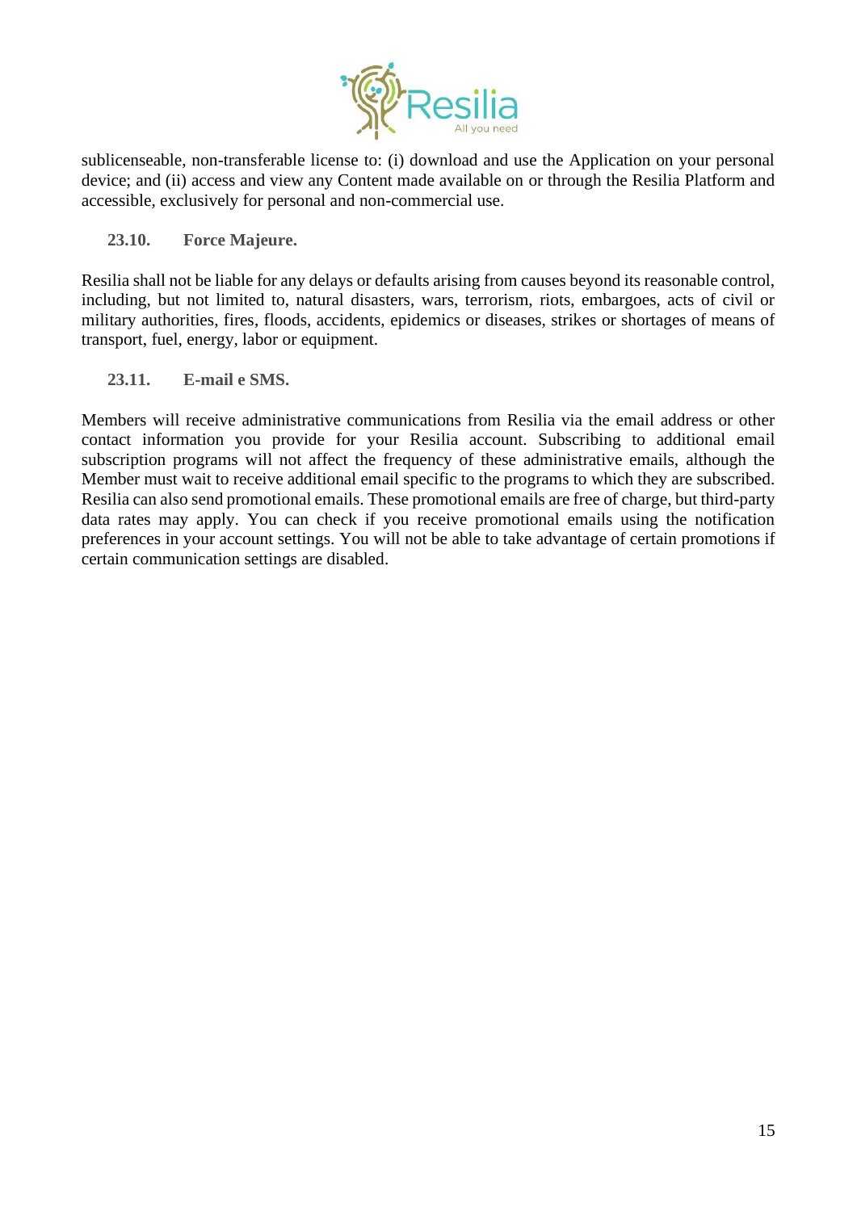sublicenseable, non-transferable license to: (i) download and use the Application on your personal device; and (ii) access and view any Content made available on or through the Resilia Platform and accessible, exclusively for personal and non-commercial use.

### 23.10. Force Majeure.

Resilia shall not be liable for any delays or defaults arising from causes beyond its reasonable control, including, but not limited to, natural disasters, wars, terrorism, riots, embargoes, acts of civil or military authorities, fires, floods, accidents, epidemics or diseases, strikes or shortages of means of transport, fuel, energy, labor or equipment.

### 23.11. E-mail e SMS.

Members will receive administrative communications from Resilia via the email address or other contact information you provide for your Resilia account. Subscribing to additional email subscription programs will not affect the frequency of these administrative emails, although the Member must wait to receive additional email specific to the programs to which they are subscribed. Resilia can also send promotional emails. These promotional emails are free of charge, but third-party data rates may apply. You can check if you receive promotional emails using the notification preferences in your account settings. You will not be able to take advantage of certain promotions if certain communication settings are disabled.